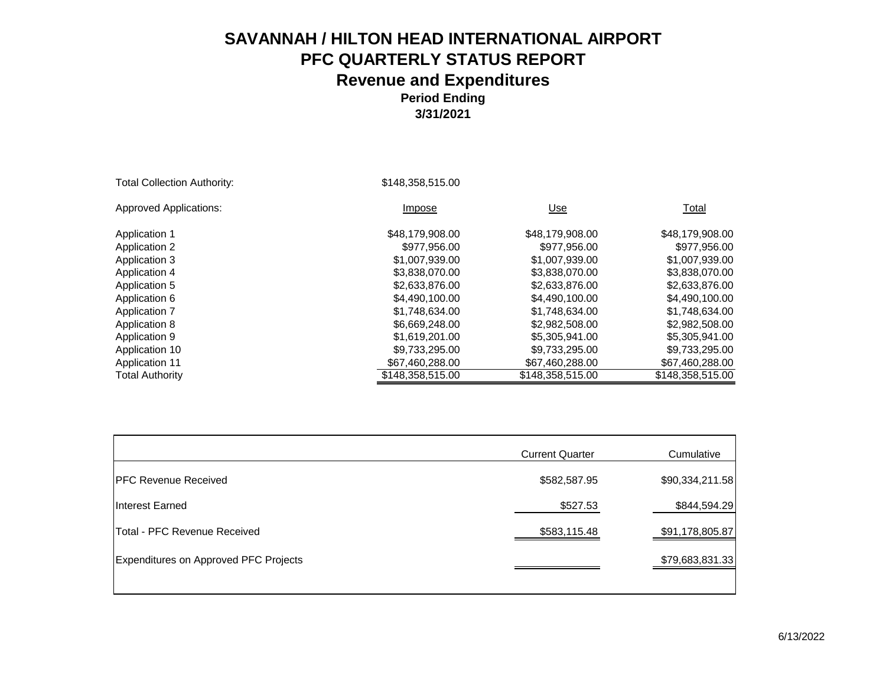# SAVANNAH / HILTON HEAD INTERNATIONAL AIRPORT

## PFC QUARTERLY STATUS REPORT

## Revenue and Expenditures

### Period Ending

### 3/31/2021

Total Collection Authority: $148,358,515.00

| Approved Applications: | Impose | Use | Total |
|---|---|---|---|
| Application 1 | $48,179,908.00 | $48,179,908.00 | $48,179,908.00 |
| Application 2 | $977,956.00 | $977,956.00 | $977,956.00 |
| Application 3 | $1,007,939.00 | $1,007,939.00 | $1,007,939.00 |
| Application 4 | $3,838,070.00 | $3,838,070.00 | $3,838,070.00 |
| Application 5 | $2,633,876.00 | $2,633,876.00 | $2,633,876.00 |
| Application 6 | $4,490,100.00 | $4,490,100.00 | $4,490,100.00 |
| Application 7 | $1,748,634.00 | $1,748,634.00 | $1,748,634.00 |
| Application 8 | $6,669,248.00 | $2,982,508.00 | $2,982,508.00 |
| Application 9 | $1,619,201.00 | $5,305,941.00 | $5,305,941.00 |
| Application 10 | $9,733,295.00 | $9,733,295.00 | $9,733,295.00 |
| Application 11 | $67,460,288.00 | $67,460,288.00 | $67,460,288.00 |
| Total Authority | $148,358,515.00 | $148,358,515.00 | $148,358,515.00 |

| | Current Quarter | Cumulative |
|---|---|---|
| PFC Revenue Received | $582,587.95 | $90,334,211.58 |
| Interest Earned | $527.53 | $844,594.29 |
| Total - PFC Revenue Received | $583,115.48 | $91,178,805.87 |
| Expenditures on Approved PFC Projects | | $79,683,831.33 |

6/13/2022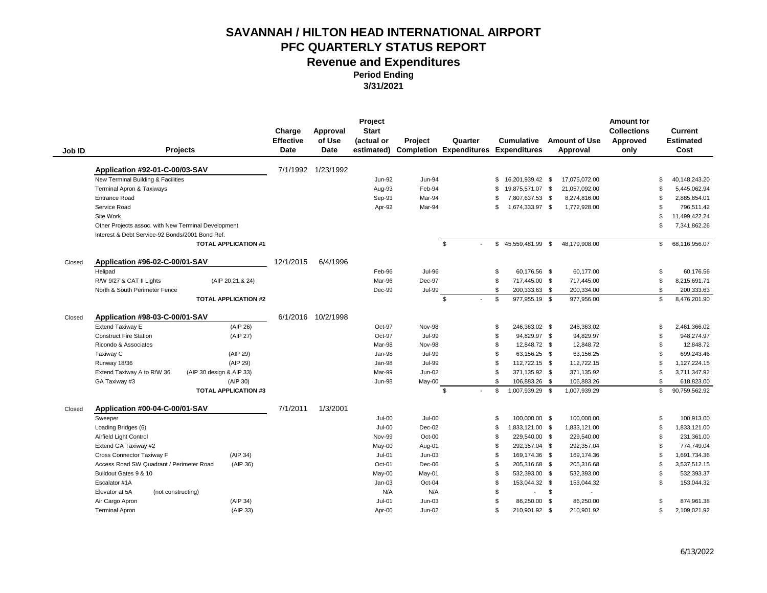# SAVANNAH / HILTON HEAD INTERNATIONAL AIRPORT
# PFC QUARTERLY STATUS REPORT
## Revenue and Expenditures
**Period Ending**
**3/31/2021**

| Job ID | Projects | | Charge Effective Date | Approval of Use Date | Project Start (actual or estimated) | Project Completion | Quarter Expenditures | Cumulative Expenditures | Amount of Use Approval | Amount for Collections Approved only | Current Estimated Cost |
|---|---|---|---|---|---|---|---|---|---|---|---|
| | **Application #92-01-C-00/03-SAV** | | 7/1/1992 | 1/23/1992 | | | | | | | |
| | New Terminal Building & Facilities | | | | Jun-92 | Jun-94 | | $ 16,201,939.42 | $ 17,075,072.00 | | $ 40,148,243.20 |
| | Terminal Apron & Taxiways | | | | Aug-93 | Feb-94 | | $ 19,875,571.07 | $ 21,057,092.00 | | $ 5,445,062.94 |
| | Entrance Road | | | | Sep-93 | Mar-94 | | $ 7,807,637.53 | $ 8,274,816.00 | | $ 2,885,854.01 |
| | Service Road | | | | Apr-92 | Mar-94 | | $ 1,674,333.97 | $ 1,772,928.00 | | $ 796,511.42 |
| | Site Work | | | | | | | | | | $ 11,499,422.24 |
| | Other Projects assoc. with New Terminal Development | | | | | | | | | | $ 7,341,862.26 |
| | Interest & Debt Service-92 Bonds/2001 Bond Ref. | | | | | | | | | | |
| | **TOTAL APPLICATION #1** | | | | | | $ - | $ 45,559,481.99 | $ 48,179,908.00 | | $ 68,116,956.07 |
| Closed | **Application #96-02-C-00/01-SAV** | | 12/1/2015 | 6/4/1996 | | | | | | | |
| | Helipad | | | | Feb-96 | Jul-96 | | $ 60,176.56 | $ 60,177.00 | | $ 60,176.56 |
| | R/W 9/27 & CAT II Lights | (AIP 20,21,& 24) | | | Mar-96 | Dec-97 | | $ 717,445.00 | $ 717,445.00 | | $ 8,215,691.71 |
| | North & South Perimeter Fence | | | | Dec-99 | Jul-99 | | $ 200,333.63 | $ 200,334.00 | | $ 200,333.63 |
| | **TOTAL APPLICATION #2** | | | | | | $ - | $ 977,955.19 | $ 977,956.00 | | $ 8,476,201.90 |
| Closed | **Application #98-03-C-00/01-SAV** | | 6/1/2016 | 10/2/1998 | | | | | | | |
| | Extend Taxiway E | (AIP 26) | | | Oct-97 | Nov-98 | | $ 246,363.02 | $ 246,363.02 | | $ 2,461,366.02 |
| | Construct Fire Station | (AIP 27) | | | Oct-97 | Jul-99 | | $ 94,829.97 | $ 94,829.97 | | $ 948,274.97 |
| | Ricondo & Associates | | | | Mar-98 | Nov-98 | | $ 12,848.72 | $ 12,848.72 | | $ 12,848.72 |
| | Taxiway C | (AIP 29) | | | Jan-98 | Jul-99 | | $ 63,156.25 | $ 63,156.25 | | $ 699,243.46 |
| | Runway 18/36 | (AIP 29) | | | Jan-98 | Jul-99 | | $ 112,722.15 | $ 112,722.15 | | $ 1,127,224.15 |
| | Extend Taxiway A to R/W 36 | (AIP 30 design & AIP 33) | | | Mar-99 | Jun-02 | | $ 371,135.92 | $ 371,135.92 | | $ 3,711,347.92 |
| | GA Taxiway #3 | (AIP 30) | | | Jun-98 | May-00 | | $ 106,883.26 | $ 106,883.26 | | $ 618,823.00 |
| | **TOTAL APPLICATION #3** | | | | | | $ - | $ 1,007,939.29 | $ 1,007,939.29 | | $ 90,759,562.92 |
| Closed | **Application #00-04-C-00/01-SAV** | | 7/1/2011 | 1/3/2001 | | | | | | | |
| | Sweeper | | | | Jul-00 | Jul-00 | | $ 100,000.00 | $ 100,000.00 | | $ 100,913.00 |
| | Loading Bridges (6) | | | | Jul-00 | Dec-02 | | $ 1,833,121.00 | $ 1,833,121.00 | | $ 1,833,121.00 |
| | Airfield Light Control | | | | Nov-99 | Oct-00 | | $ 229,540.00 | $ 229,540.00 | | $ 231,361.00 |
| | Extend GA Taxiway #2 | | | | May-00 | Aug-01 | | $ 292,357.04 | $ 292,357.04 | | $ 774,749.04 |
| | Cross Connector Taxiway F | (AIP 34) | | | Jul-01 | Jun-03 | | $ 169,174.36 | $ 169,174.36 | | $ 1,691,734.36 |
| | Access Road SW Quadrant / Perimeter Road | (AIP 36) | | | Oct-01 | Dec-06 | | $ 205,316.68 | $ 205,316.68 | | $ 3,537,512.15 |
| | Buildout Gates 9 & 10 | | | | May-00 | May-01 | | $ 532,393.00 | $ 532,393.00 | | $ 532,393.37 |
| | Escalator #1A | | | | Jan-03 | Oct-04 | | $ 153,044.32 | $ 153,044.32 | | $ 153,044.32 |
| | Elevator at 5A | (not constructing) | | | N/A | N/A | | $ - | $ - | | |
| | Air Cargo Apron | (AIP 34) | | | Jul-01 | Jun-03 | | $ 86,250.00 | $ 86,250.00 | | $ 874,961.38 |
| | Terminal Apron | (AIP 33) | | | Apr-00 | Jun-02 | | $ 210,901.92 | $ 210,901.92 | | $ 2,109,021.92 |

6/13/2022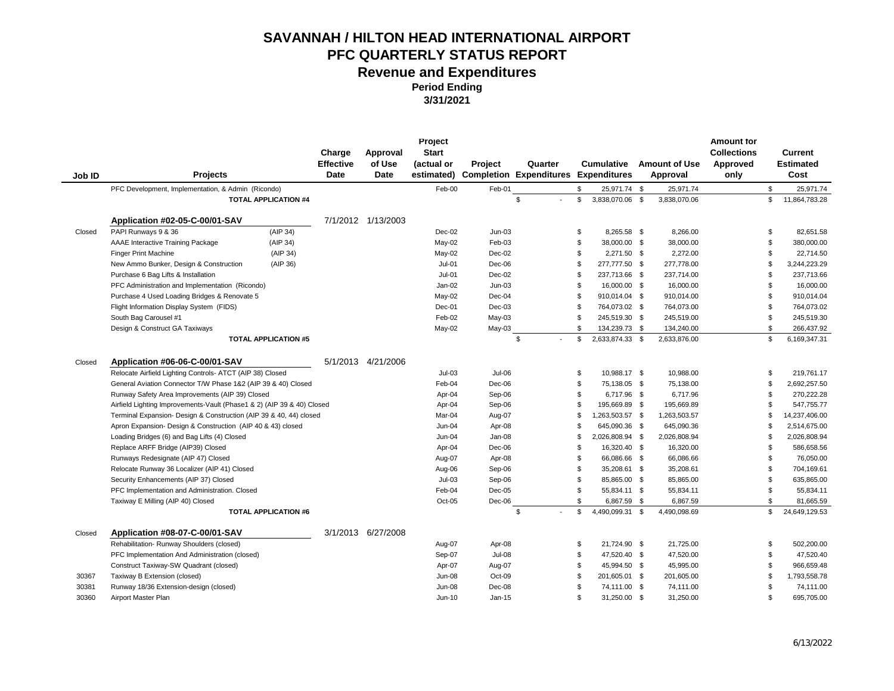# SAVANNAH / HILTON HEAD INTERNATIONAL AIRPORT
## PFC QUARTERLY STATUS REPORT
### Revenue and Expenditures
**Period Ending**
**3/31/2021**

| Job ID | Projects | | Charge Effective Date | Approval of Use Date | Project Start (actual or estimated) | Project Completion | Quarter Expenditures | Cumulative Expenditures | Amount of Use Approval | Amount for Collections Approved only | Current Estimated Cost |
|---|---|---|---|---|---|---|---|---|---|---|---|
| | PFC Development, Implementation, & Admin (Ricondo) | | | | Feb-00 | Feb-01 | | $ 25,971.74 | $ 25,971.74 | | $ 25,971.74 |
| | **TOTAL APPLICATION #4** | | | | | | $ - | $ 3,838,070.06 | $ 3,838,070.06 | | $ 11,864,783.28 |
| | **Application #02-05-C-00/01-SAV** | | 7/1/2012 | 1/13/2003 | | | | | | | |
| Closed | PAPI Runways 9 & 36 | (AIP 34) | | | Dec-02 | Jun-03 | | $ 8,265.58 | $ 8,266.00 | | $ 82,651.58 |
| | AAAE Interactive Training Package | (AIP 34) | | | May-02 | Feb-03 | | $ 38,000.00 | $ 38,000.00 | | $ 380,000.00 |
| | Finger Print Machine | (AIP 34) | | | May-02 | Dec-02 | | $ 2,271.50 | $ 2,272.00 | | $ 22,714.50 |
| | New Ammo Bunker, Design & Construction | (AIP 36) | | | Jul-01 | Dec-06 | | $ 277,777.50 | $ 277,778.00 | | $ 3,244,223.29 |
| | Purchase 6 Bag Lifts & Installation | | | | Jul-01 | Dec-02 | | $ 237,713.66 | $ 237,714.00 | | $ 237,713.66 |
| | PFC Administration and Implementation (Ricondo) | | | | Jan-02 | Jun-03 | | $ 16,000.00 | $ 16,000.00 | | $ 16,000.00 |
| | Purchase 4 Used Loading Bridges & Renovate 5 | | | | May-02 | Dec-04 | | $ 910,014.04 | $ 910,014.00 | | $ 910,014.04 |
| | Flight Information Display System (FIDS) | | | | Dec-01 | Dec-03 | | $ 764,073.02 | $ 764,073.00 | | $ 764,073.02 |
| | South Bag Carousel #1 | | | | Feb-02 | May-03 | | $ 245,519.30 | $ 245,519.00 | | $ 245,519.30 |
| | Design & Construct GA Taxiways | | | | May-02 | May-03 | | $ 134,239.73 | $ 134,240.00 | | $ 266,437.92 |
| | **TOTAL APPLICATION #5** | | | | | | $ - | $ 2,633,874.33 | $ 2,633,876.00 | | $ 6,169,347.31 |
| Closed | **Application #06-06-C-00/01-SAV** | | 5/1/2013 | 4/21/2006 | | | | | | | |
| | Relocate Airfield Lighting Controls- ATCT (AIP 38) Closed | | | | Jul-03 | Jul-06 | | $ 10,988.17 | $ 10,988.00 | | $ 219,761.17 |
| | General Aviation Connector T/W Phase 1&2 (AIP 39 & 40) Closed | | | | Feb-04 | Dec-06 | | $ 75,138.05 | $ 75,138.00 | | $ 2,692,257.50 |
| | Runway Safety Area Improvements (AIP 39) Closed | | | | Apr-04 | Sep-06 | | $ 6,717.96 | $ 6,717.96 | | $ 270,222.28 |
| | Airfield Lighting Improvements-Vault (Phase1 & 2) (AIP 39 & 40) Closed | | | | Apr-04 | Sep-06 | | $ 195,669.89 | $ 195,669.89 | | $ 547,755.77 |
| | Terminal Expansion- Design & Construction (AIP 39 & 40, 44) closed | | | | Mar-04 | Aug-07 | | $ 1,263,503.57 | $ 1,263,503.57 | | $ 14,237,406.00 |
| | Apron Expansion- Design & Construction (AIP 40 & 43) closed | | | | Jun-04 | Apr-08 | | $ 645,090.36 | $ 645,090.36 | | $ 2,514,675.00 |
| | Loading Bridges (6) and Bag Lifts (4) Closed | | | | Jun-04 | Jan-08 | | $ 2,026,808.94 | $ 2,026,808.94 | | $ 2,026,808.94 |
| | Replace ARFF Bridge (AIP39) Closed | | | | Apr-04 | Dec-06 | | $ 16,320.40 | $ 16,320.00 | | $ 586,658.56 |
| | Runways Redesignate (AIP 47) Closed | | | | Aug-07 | Apr-08 | | $ 66,086.66 | $ 66,086.66 | | $ 76,050.00 |
| | Relocate Runway 36 Localizer (AIP 41) Closed | | | | Aug-06 | Sep-06 | | $ 35,208.61 | $ 35,208.61 | | $ 704,169.61 |
| | Security Enhancements (AIP 37) Closed | | | | Jul-03 | Sep-06 | | $ 85,865.00 | $ 85,865.00 | | $ 635,865.00 |
| | PFC Implementation and Administration. Closed | | | | Feb-04 | Dec-05 | | $ 55,834.11 | $ 55,834.11 | | $ 55,834.11 |
| | Taxiway E Milling (AIP 40) Closed | | | | Oct-05 | Dec-06 | | $ 6,867.59 | $ 6,867.59 | | $ 81,665.59 |
| | **TOTAL APPLICATION #6** | | | | | | $ - | $ 4,490,099.31 | $ 4,490,098.69 | | $ 24,649,129.53 |
| Closed | **Application #08-07-C-00/01-SAV** | | 3/1/2013 | 6/27/2008 | | | | | | | |
| | Rehabilitation- Runway Shoulders (closed) | | | | Aug-07 | Apr-08 | | $ 21,724.90 | $ 21,725.00 | | $ 502,200.00 |
| | PFC Implementation And Administration (closed) | | | | Sep-07 | Jul-08 | | $ 47,520.40 | $ 47,520.00 | | $ 47,520.40 |
| | Construct Taxiway-SW Quadrant (closed) | | | | Apr-07 | Aug-07 | | $ 45,994.50 | $ 45,995.00 | | $ 966,659.48 |
| 30367 | Taxiway B Extension (closed) | | | | Jun-08 | Oct-09 | | $ 201,605.01 | $ 201,605.00 | | $ 1,793,558.78 |
| 30381 | Runway 18/36 Extension-design (closed) | | | | Jun-08 | Dec-08 | | $ 74,111.00 | $ 74,111.00 | | $ 74,111.00 |
| 30360 | Airport Master Plan | | | | Jun-10 | Jan-15 | | $ 31,250.00 | $ 31,250.00 | | $ 695,705.00 |

6/13/2022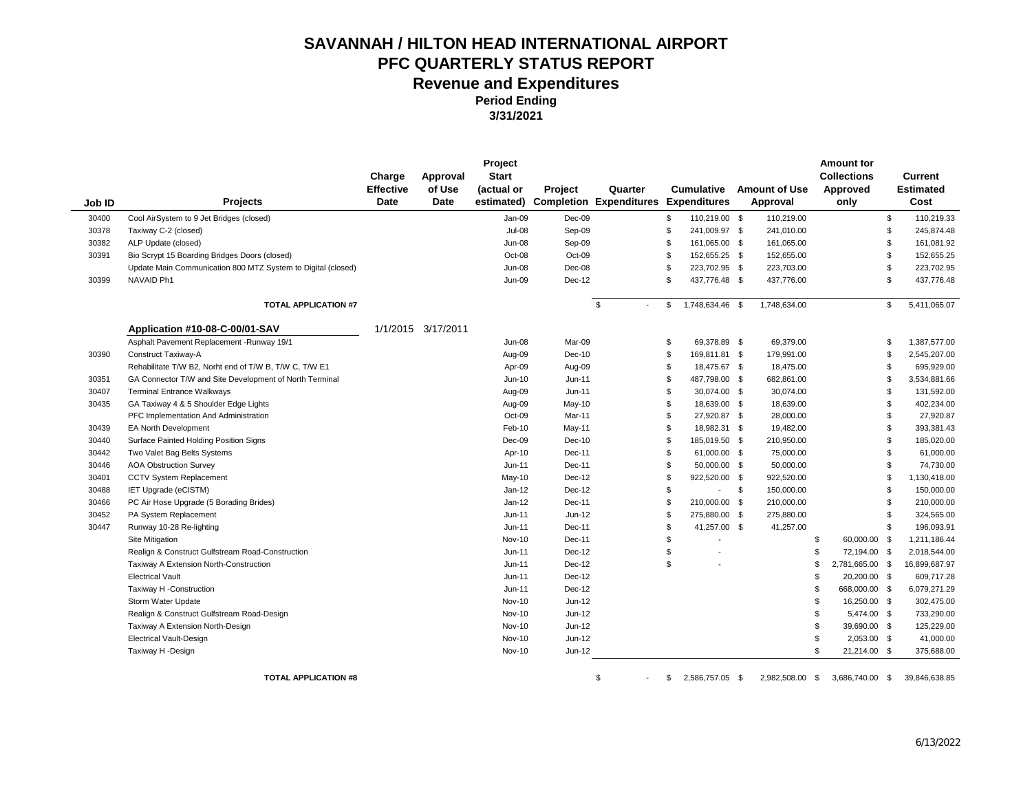# SAVANNAH / HILTON HEAD INTERNATIONAL AIRPORT
## PFC QUARTERLY STATUS REPORT
### Revenue and Expenditures
**Period Ending**
**3/31/2021**

| Job ID | Projects | Charge Effective Date | Approval of Use Date | Project Start (actual or estimated) | Project Completion | Quarter Expenditures | Cumulative Expenditures | Amount of Use Approval | Amount for Collections Approved only | Current Estimated Cost |
|---|---|---|---|---|---|---|---|---|---|---|
| 30400 | Cool AirSystem to 9 Jet Bridges (closed) | | | Jan-09 | Dec-09 | | $ 110,219.00 | $ 110,219.00 | | $ 110,219.33 |
| 30378 | Taxiway C-2 (closed) | | | Jul-08 | Sep-09 | | $ 241,009.97 | $ 241,010.00 | | $ 245,874.48 |
| 30382 | ALP Update (closed) | | | Jun-08 | Sep-09 | | $ 161,065.00 | $ 161,065.00 | | $ 161,081.92 |
| 30391 | Bio Scrypt 15 Boarding Bridges Doors (closed) | | | Oct-08 | Oct-09 | | $ 152,655.25 | $ 152,655.00 | | $ 152,655.25 |
| | Update Main Communication 800 MTZ System to Digital (closed) | | | Jun-08 | Dec-08 | | $ 223,702.95 | $ 223,703.00 | | $ 223,702.95 |
| 30399 | NAVAID Ph1 | | | Jun-09 | Dec-12 | | $ 437,776.48 | $ 437,776.00 | | $ 437,776.48 |
| | **TOTAL APPLICATION #7** | | | | | $ - | $ 1,748,634.46 | $ 1,748,634.00 | | $ 5,411,065.07 |
| | **Application #10-08-C-00/01-SAV** | 1/1/2015 | 3/17/2011 | | | | | | | |
| | Asphalt Pavement Replacement -Runway 19/1 | | | Jun-08 | Mar-09 | | $ 69,378.89 | $ 69,379.00 | | $ 1,387,577.00 |
| 30390 | Construct Taxiway-A | | | Aug-09 | Dec-10 | | $ 169,811.81 | $ 179,991.00 | | $ 2,545,207.00 |
| | Rehabilitate T/W B2, Norht end of T/W B, T/W C, T/W E1 | | | Apr-09 | Aug-09 | | $ 18,475.67 | $ 18,475.00 | | $ 695,929.00 |
| 30351 | GA Connector T/W and Site Development of North Terminal | | | Jun-10 | Jun-11 | | $ 487,798.00 | $ 682,861.00 | | $ 3,534,881.66 |
| 30407 | Terminal Entrance Walkways | | | Aug-09 | Jun-11 | | $ 30,074.00 | $ 30,074.00 | | $ 131,592.00 |
| 30435 | GA Taxiway 4 & 5 Shoulder Edge Lights | | | Aug-09 | May-10 | | $ 18,639.00 | $ 18,639.00 | | $ 402,234.00 |
| | PFC Implementation And Administration | | | Oct-09 | Mar-11 | | $ 27,920.87 | $ 28,000.00 | | $ 27,920.87 |
| 30439 | EA North Development | | | Feb-10 | May-11 | | $ 18,982.31 | $ 19,482.00 | | $ 393,381.43 |
| 30440 | Surface Painted Holding Position Signs | | | Dec-09 | Dec-10 | | $ 185,019.50 | $ 210,950.00 | | $ 185,020.00 |
| 30442 | Two Valet Bag Belts Systems | | | Apr-10 | Dec-11 | | $ 61,000.00 | $ 75,000.00 | | $ 61,000.00 |
| 30446 | AOA Obstruction Survey | | | Jun-11 | Dec-11 | | $ 50,000.00 | $ 50,000.00 | | $ 74,730.00 |
| 30401 | CCTV System Replacement | | | May-10 | Dec-12 | | $ 922,520.00 | $ 922,520.00 | | $ 1,130,418.00 |
| 30488 | IET Upgrade (eCISTM) | | | Jan-12 | Dec-12 | | $ - | $ 150,000.00 | | $ 150,000.00 |
| 30466 | PC Air Hose Upgrade (5 Borading Brides) | | | Jan-12 | Dec-11 | | $ 210,000.00 | $ 210,000.00 | | $ 210,000.00 |
| 30452 | PA System Replacement | | | Jun-11 | Jun-12 | | $ 275,880.00 | $ 275,880.00 | | $ 324,565.00 |
| 30447 | Runway 10-28 Re-lighting | | | Jun-11 | Dec-11 | | $ 41,257.00 | $ 41,257.00 | | $ 196,093.91 |
| | Site Mitigation | | | Nov-10 | Dec-11 | | $ - | | $ 60,000.00 | $ 1,211,186.44 |
| | Realign & Construct Gulfstream Road-Construction | | | Jun-11 | Dec-12 | | $ - | | $ 72,194.00 | $ 2,018,544.00 |
| | Taxiway A Extension North-Construction | | | Jun-11 | Dec-12 | | $ - | | $ 2,781,665.00 | $ 16,899,687.97 |
| | Electrical Vault | | | Jun-11 | Dec-12 | | | | $ 20,200.00 | $ 609,717.28 |
| | Taxiway H -Construction | | | Jun-11 | Dec-12 | | | | $ 668,000.00 | $ 6,079,271.29 |
| | Storm Water Update | | | Nov-10 | Jun-12 | | | | $ 16,250.00 | $ 302,475.00 |
| | Realign & Construct Gulfstream Road-Design | | | Nov-10 | Jun-12 | | | | $ 5,474.00 | $ 733,290.00 |
| | Taxiway A Extension North-Design | | | Nov-10 | Jun-12 | | | | $ 39,690.00 | $ 125,229.00 |
| | Electrical Vault-Design | | | Nov-10 | Jun-12 | | | | $ 2,053.00 | $ 41,000.00 |
| | Taxiway H -Design | | | Nov-10 | Jun-12 | | | | $ 21,214.00 | $ 375,688.00 |
| | **TOTAL APPLICATION #8** | | | | | $ - | $ 2,586,757.05 | $ 2,982,508.00 | $ 3,686,740.00 | $ 39,846,638.85 |

6/13/2022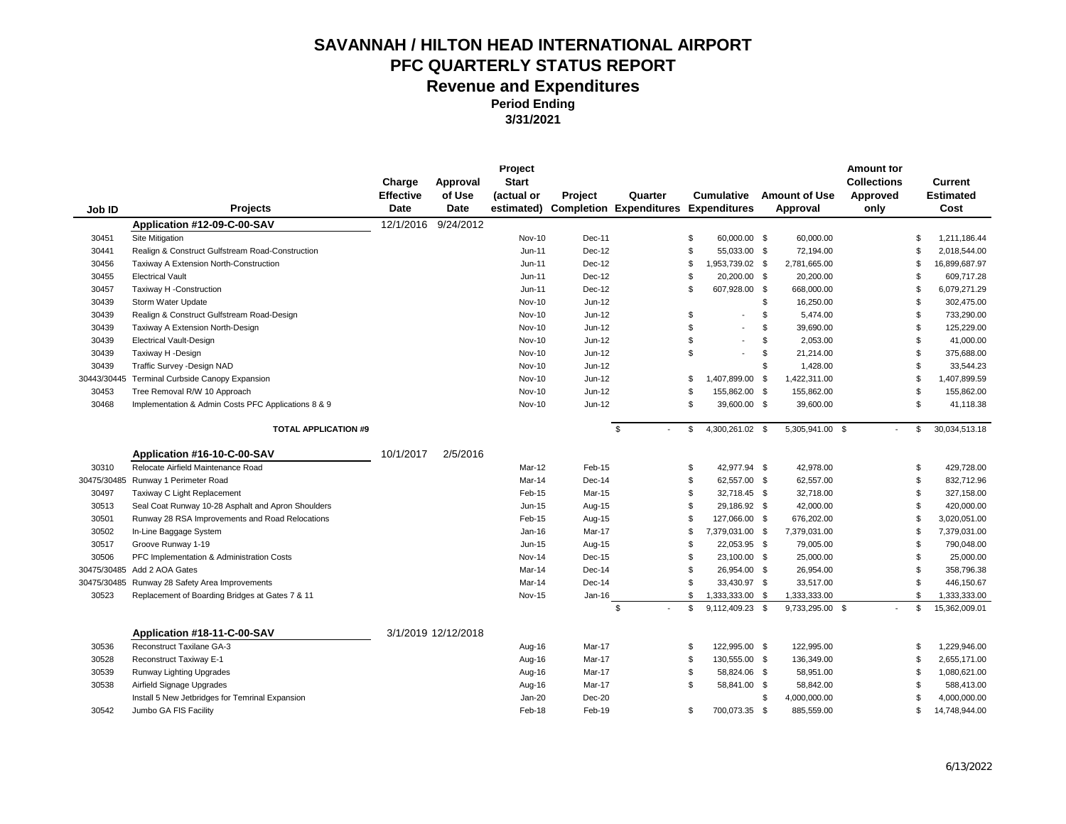# SAVANNAH / HILTON HEAD INTERNATIONAL AIRPORT
## PFC QUARTERLY STATUS REPORT
### Revenue and Expenditures
**Period Ending**
**3/31/2021**

| Job ID | Projects | Charge Effective Date | Approval of Use Date | Project Start (actual or estimated) | Project Completion | Quarter Expenditures | Cumulative Expenditures | Amount of Use Approval | Amount for Collections Approved only | Current Estimated Cost |
|---|---|---|---|---|---|---|---|---|---|---|
| | **Application #12-09-C-00-SAV** | 12/1/2016 | 9/24/2012 | | | | | | | |
| 30451 | Site Mitigation | | | Nov-10 | Dec-11 | | $ 60,000.00 | $ 60,000.00 | | $ 1,211,186.44 |
| 30441 | Realign & Construct Gulfstream Road-Construction | | | Jun-11 | Dec-12 | | $ 55,033.00 | $ 72,194.00 | | $ 2,018,544.00 |
| 30456 | Taxiway A Extension North-Construction | | | Jun-11 | Dec-12 | | $ 1,953,739.02 | $ 2,781,665.00 | | $ 16,899,687.97 |
| 30455 | Electrical Vault | | | Jun-11 | Dec-12 | | $ 20,200.00 | $ 20,200.00 | | $ 609,717.28 |
| 30457 | Taxiway H -Construction | | | Jun-11 | Dec-12 | | $ 607,928.00 | $ 668,000.00 | | $ 6,079,271.29 |
| 30439 | Storm Water Update | | | Nov-10 | Jun-12 | | | $ 16,250.00 | | $ 302,475.00 |
| 30439 | Realign & Construct Gulfstream Road-Design | | | Nov-10 | Jun-12 | | $ - | $ 5,474.00 | | $ 733,290.00 |
| 30439 | Taxiway A Extension North-Design | | | Nov-10 | Jun-12 | | $ - | $ 39,690.00 | | $ 125,229.00 |
| 30439 | Electrical Vault-Design | | | Nov-10 | Jun-12 | | $ - | $ 2,053.00 | | $ 41,000.00 |
| 30439 | Taxiway H -Design | | | Nov-10 | Jun-12 | | $ - | $ 21,214.00 | | $ 375,688.00 |
| 30439 | Traffic Survey -Design NAD | | | Nov-10 | Jun-12 | | | $ 1,428.00 | | $ 33,544.23 |
| 30443/30445 | Terminal Curbside Canopy Expansion | | | Nov-10 | Jun-12 | | $ 1,407,899.00 | $ 1,422,311.00 | | $ 1,407,899.59 |
| 30453 | Tree Removal R/W 10 Approach | | | Nov-10 | Jun-12 | | $ 155,862.00 | $ 155,862.00 | | $ 155,862.00 |
| 30468 | Implementation & Admin Costs PFC Applications 8 & 9 | | | Nov-10 | Jun-12 | | $ 39,600.00 | $ 39,600.00 | | $ 41,118.38 |
| | **TOTAL APPLICATION #9** | | | | | $ - | $ 4,300,261.02 | $ 5,305,941.00 | $ - | $ 30,034,513.18 |
| | **Application #16-10-C-00-SAV** | 10/1/2017 | 2/5/2016 | | | | | | | |
| 30310 | Relocate Airfield Maintenance Road | | | Mar-12 | Feb-15 | | $ 42,977.94 | $ 42,978.00 | | $ 429,728.00 |
| 30475/30485 | Runway 1 Perimeter Road | | | Mar-14 | Dec-14 | | $ 62,557.00 | $ 62,557.00 | | $ 832,712.96 |
| 30497 | Taxiway C Light Replacement | | | Feb-15 | Mar-15 | | $ 32,718.45 | $ 32,718.00 | | $ 327,158.00 |
| 30513 | Seal Coat Runway 10-28 Asphalt and Apron Shoulders | | | Jun-15 | Aug-15 | | $ 29,186.92 | $ 42,000.00 | | $ 420,000.00 |
| 30501 | Runway 28 RSA Improvements and Road Relocations | | | Feb-15 | Aug-15 | | $ 127,066.00 | $ 676,202.00 | | $ 3,020,051.00 |
| 30502 | In-Line Baggage System | | | Jan-16 | Mar-17 | | $ 7,379,031.00 | $ 7,379,031.00 | | $ 7,379,031.00 |
| 30517 | Groove Runway 1-19 | | | Jun-15 | Aug-15 | | $ 22,053.95 | $ 79,005.00 | | $ 790,048.00 |
| 30506 | PFC Implementation & Administration Costs | | | Nov-14 | Dec-15 | | $ 23,100.00 | $ 25,000.00 | | $ 25,000.00 |
| 30475/30485 | Add 2 AOA Gates | | | Mar-14 | Dec-14 | | $ 26,954.00 | $ 26,954.00 | | $ 358,796.38 |
| 30475/30485 | Runway 28 Safety Area Improvements | | | Mar-14 | Dec-14 | | $ 33,430.97 | $ 33,517.00 | | $ 446,150.67 |
| 30523 | Replacement of Boarding Bridges at Gates 7 & 11 | | | Nov-15 | Jan-16 | | $ 1,333,333.00 | $ 1,333,333.00 | | $ 1,333,333.00 |
| | | | | | | $ - | $ 9,112,409.23 | $ 9,733,295.00 | $ - | $ 15,362,009.01 |
| | **Application #18-11-C-00-SAV** | 3/1/2019 | 12/12/2018 | | | | | | | |
| 30536 | Reconstruct Taxilane GA-3 | | | Aug-16 | Mar-17 | | $ 122,995.00 | $ 122,995.00 | | $ 1,229,946.00 |
| 30528 | Reconstruct Taxiway E-1 | | | Aug-16 | Mar-17 | | $ 130,555.00 | $ 136,349.00 | | $ 2,655,171.00 |
| 30539 | Runway Lighting Upgrades | | | Aug-16 | Mar-17 | | $ 58,824.06 | $ 58,951.00 | | $ 1,080,621.00 |
| 30538 | Airfield Signage Upgrades | | | Aug-16 | Mar-17 | | $ 58,841.00 | $ 58,842.00 | | $ 588,413.00 |
| | Install 5 New Jetbridges for Temrinal Expansion | | | Jan-20 | Dec-20 | | | $ 4,000,000.00 | | $ 4,000,000.00 |
| 30542 | Jumbo GA FIS Facility | | | Feb-18 | Feb-19 | | $ 700,073.35 | $ 885,559.00 | | $ 14,748,944.00 |

6/13/2022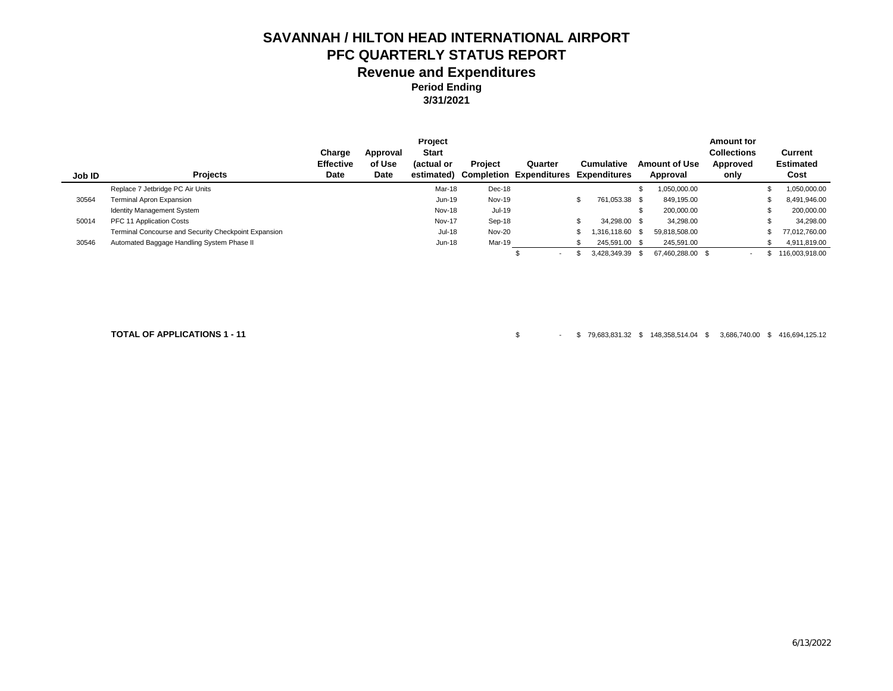# SAVANNAH / HILTON HEAD INTERNATIONAL AIRPORT
## PFC QUARTERLY STATUS REPORT
### Revenue and Expenditures
**Period Ending**
**3/31/2021**

| Job ID | Projects | Charge Effective Date | Approval of Use Date | Project Start (actual or estimated) | Project Completion | Quarter Expenditures | Cumulative Expenditures | Amount of Use Approval | Amount for Collections Approved only | Current Estimated Cost |
|---|---|---|---|---|---|---|---|---|---|---|
| | Replace 7 Jetbridge PC Air Units | | | Mar-18 | Dec-18 | | | $ 1,050,000.00 | | $ 1,050,000.00 |
| 30564 | Terminal Apron Expansion | | | Jun-19 | Nov-19 | | $ 761,053.38 | $ 849,195.00 | | $ 8,491,946.00 |
| | Identity Management System | | | Nov-18 | Jul-19 | | | $ 200,000.00 | | $ 200,000.00 |
| 50014 | PFC 11 Application Costs | | | Nov-17 | Sep-18 | | $ 34,298.00 | $ 34,298.00 | | $ 34,298.00 |
| | Terminal Concourse and Security Checkpoint Expansion | | | Jul-18 | Nov-20 | | $ 1,316,118.60 | $ 59,818,508.00 | | $ 77,012,760.00 |
| 30546 | Automated Baggage Handling System Phase II | | | Jun-18 | Mar-19 | | $ 245,591.00 | $ 245,591.00 | | $ 4,911,819.00 |
| | | | | | | $ - | $ 3,428,349.39 | $ 67,460,288.00 | $ - | $ 116,003,918.00 |
| | | | | | | | | | | |
| | **TOTAL OF APPLICATIONS 1 - 11** | | | | | $ - | $ 79,683,831.32 | $ 148,358,514.04 | $ 3,686,740.00 | $ 416,694,125.12 |

6/13/2022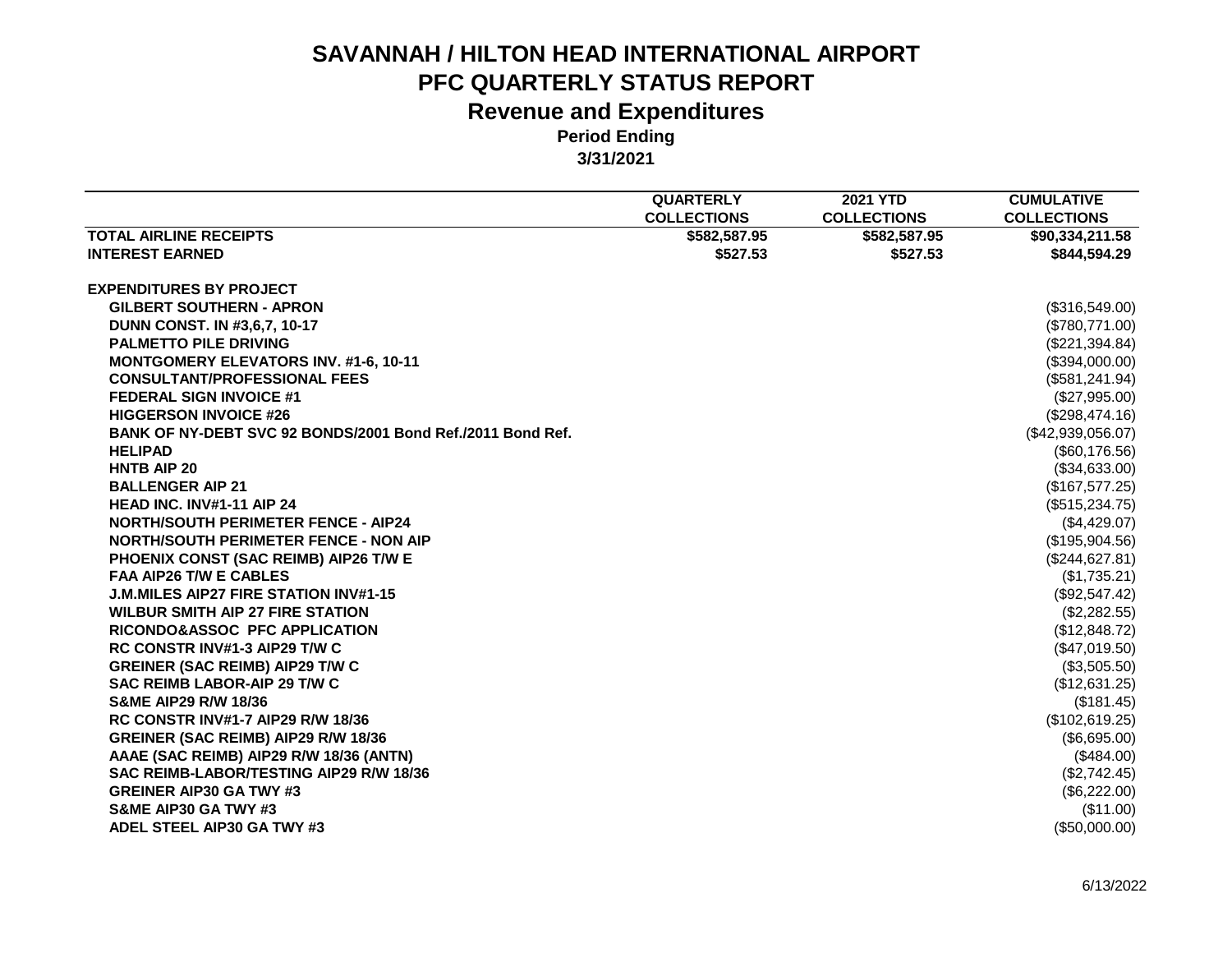# SAVANNAH / HILTON HEAD INTERNATIONAL AIRPORT
## PFC QUARTERLY STATUS REPORT
## Revenue and Expenditures
### Period Ending
### 3/31/2021

| | QUARTERLY COLLECTIONS | 2021 YTD COLLECTIONS | CUMULATIVE COLLECTIONS |
|---|---|---|---|
| **TOTAL AIRLINE RECEIPTS** | $582,587.95 | $582,587.95 | $90,334,211.58 |
| **INTEREST EARNED** | $527.53 | $527.53 | $844,594.29 |
| | | | |
| **EXPENDITURES BY PROJECT** | | | |
| GILBERT SOUTHERN - APRON | | | ($316,549.00) |
| DUNN CONST. IN #3,6,7, 10-17 | | | ($780,771.00) |
| PALMETTO PILE DRIVING | | | ($221,394.84) |
| MONTGOMERY ELEVATORS INV. #1-6, 10-11 | | | ($394,000.00) |
| CONSULTANT/PROFESSIONAL FEES | | | ($581,241.94) |
| FEDERAL SIGN INVOICE #1 | | | ($27,995.00) |
| HIGGERSON INVOICE #26 | | | ($298,474.16) |
| BANK OF NY-DEBT SVC 92 BONDS/2001 Bond Ref./2011 Bond Ref. | | | ($42,939,056.07) |
| HELIPAD | | | ($60,176.56) |
| HNTB AIP 20 | | | ($34,633.00) |
| BALLENGER AIP 21 | | | ($167,577.25) |
| HEAD INC. INV#1-11 AIP 24 | | | ($515,234.75) |
| NORTH/SOUTH PERIMETER FENCE - AIP24 | | | ($4,429.07) |
| NORTH/SOUTH PERIMETER FENCE - NON AIP | | | ($195,904.56) |
| PHOENIX CONST (SAC REIMB) AIP26 T/W E | | | ($244,627.81) |
| FAA AIP26 T/W E CABLES | | | ($1,735.21) |
| J.M.MILES AIP27 FIRE STATION INV#1-15 | | | ($92,547.42) |
| WILBUR SMITH AIP 27 FIRE STATION | | | ($2,282.55) |
| RICONDO&ASSOC PFC APPLICATION | | | ($12,848.72) |
| RC CONSTR INV#1-3 AIP29 T/W C | | | ($47,019.50) |
| GREINER (SAC REIMB) AIP29 T/W C | | | ($3,505.50) |
| SAC REIMB LABOR-AIP 29 T/W C | | | ($12,631.25) |
| S&ME AIP29 R/W 18/36 | | | ($181.45) |
| RC CONSTR INV#1-7 AIP29 R/W 18/36 | | | ($102,619.25) |
| GREINER (SAC REIMB) AIP29 R/W 18/36 | | | ($6,695.00) |
| AAAE (SAC REIMB) AIP29 R/W 18/36 (ANTN) | | | ($484.00) |
| SAC REIMB-LABOR/TESTING AIP29 R/W 18/36 | | | ($2,742.45) |
| GREINER AIP30 GA TWY #3 | | | ($6,222.00) |
| S&ME AIP30 GA TWY #3 | | | ($11.00) |
| ADEL STEEL AIP30 GA TWY #3 | | | ($50,000.00) |

6/13/2022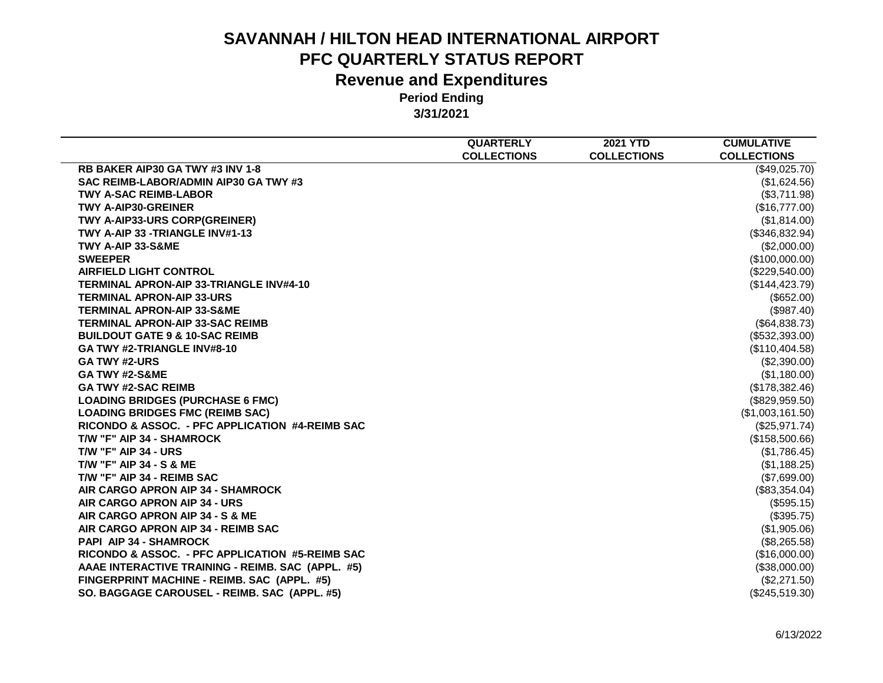# SAVANNAH / HILTON HEAD INTERNATIONAL AIRPORT

## PFC QUARTERLY STATUS REPORT

## Revenue and Expenditures

**Period Ending**

**3/31/2021**

| | QUARTERLY COLLECTIONS | 2021 YTD COLLECTIONS | CUMULATIVE COLLECTIONS |
|---|---|---|---|
| RB BAKER AIP30 GA TWY #3 INV 1-8 | | | ($49,025.70) |
| SAC REIMB-LABOR/ADMIN AIP30 GA TWY #3 | | | ($1,624.56) |
| TWY A-SAC REIMB-LABOR | | | ($3,711.98) |
| TWY A-AIP30-GREINER | | | ($16,777.00) |
| TWY A-AIP33-URS CORP(GREINER) | | | ($1,814.00) |
| TWY A-AIP 33 -TRIANGLE INV#1-13 | | | ($346,832.94) |
| TWY A-AIP 33-S&ME | | | ($2,000.00) |
| SWEEPER | | | ($100,000.00) |
| AIRFIELD LIGHT CONTROL | | | ($229,540.00) |
| TERMINAL APRON-AIP 33-TRIANGLE INV#4-10 | | | ($144,423.79) |
| TERMINAL APRON-AIP 33-URS | | | ($652.00) |
| TERMINAL APRON-AIP 33-S&ME | | | ($987.40) |
| TERMINAL APRON-AIP 33-SAC REIMB | | | ($64,838.73) |
| BUILDOUT GATE 9 & 10-SAC REIMB | | | ($532,393.00) |
| GA TWY #2-TRIANGLE INV#8-10 | | | ($110,404.58) |
| GA TWY #2-URS | | | ($2,390.00) |
| GA TWY #2-S&ME | | | ($1,180.00) |
| GA TWY #2-SAC REIMB | | | ($178,382.46) |
| LOADING BRIDGES (PURCHASE 6 FMC) | | | ($829,959.50) |
| LOADING BRIDGES FMC (REIMB SAC) | | | ($1,003,161.50) |
| RICONDO & ASSOC. - PFC APPLICATION #4-REIMB SAC | | | ($25,971.74) |
| T/W "F" AIP 34 - SHAMROCK | | | ($158,500.66) |
| T/W "F" AIP 34 - URS | | | ($1,786.45) |
| T/W "F" AIP 34 - S & ME | | | ($1,188.25) |
| T/W "F" AIP 34 - REIMB SAC | | | ($7,699.00) |
| AIR CARGO APRON AIP 34 - SHAMROCK | | | ($83,354.04) |
| AIR CARGO APRON AIP 34 - URS | | | ($595.15) |
| AIR CARGO APRON AIP 34 - S & ME | | | ($395.75) |
| AIR CARGO APRON AIP 34 - REIMB SAC | | | ($1,905.06) |
| PAPI AIP 34 - SHAMROCK | | | ($8,265.58) |
| RICONDO & ASSOC. - PFC APPLICATION #5-REIMB SAC | | | ($16,000.00) |
| AAAE INTERACTIVE TRAINING - REIMB. SAC (APPL. #5) | | | ($38,000.00) |
| FINGERPRINT MACHINE - REIMB. SAC (APPL. #5) | | | ($2,271.50) |
| SO. BAGGAGE CAROUSEL - REIMB. SAC (APPL. #5) | | | ($245,519.30) |

6/13/2022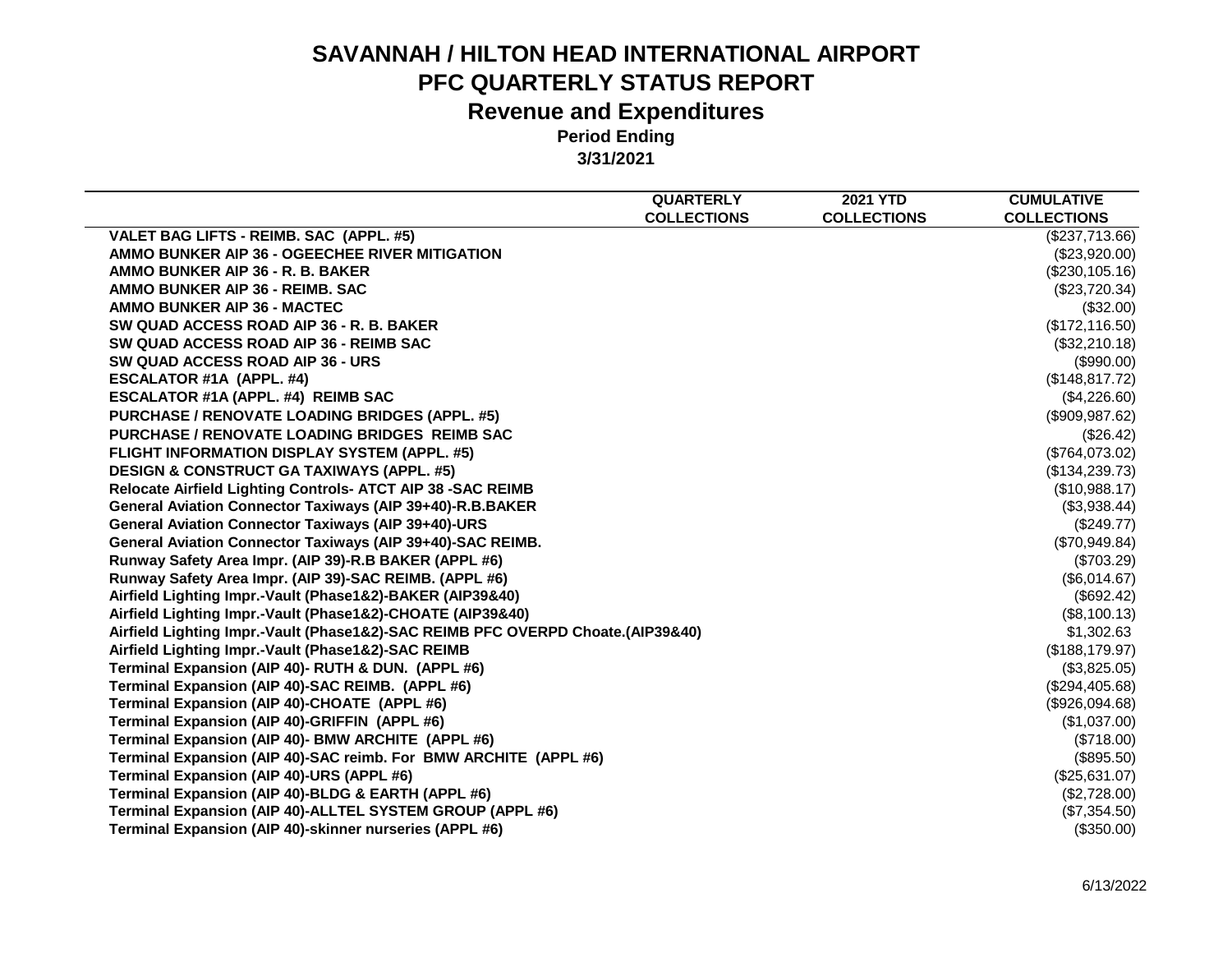# SAVANNAH / HILTON HEAD INTERNATIONAL AIRPORT

## PFC QUARTERLY STATUS REPORT

## Revenue and Expenditures

**Period Ending**

**3/31/2021**

| | QUARTERLY COLLECTIONS | 2021 YTD COLLECTIONS | CUMULATIVE COLLECTIONS |
|---|---|---|---|
| VALET BAG LIFTS - REIMB. SAC (APPL. #5) | | | ($237,713.66) |
| AMMO BUNKER AIP 36 - OGEECHEE RIVER MITIGATION | | | ($23,920.00) |
| AMMO BUNKER AIP 36 - R. B. BAKER | | | ($230,105.16) |
| AMMO BUNKER AIP 36 - REIMB. SAC | | | ($23,720.34) |
| AMMO BUNKER AIP 36 - MACTEC | | | ($32.00) |
| SW QUAD ACCESS ROAD AIP 36 - R. B. BAKER | | | ($172,116.50) |
| SW QUAD ACCESS ROAD AIP 36 - REIMB SAC | | | ($32,210.18) |
| SW QUAD ACCESS ROAD AIP 36 - URS | | | ($990.00) |
| ESCALATOR #1A (APPL. #4) | | | ($148,817.72) |
| ESCALATOR #1A (APPL. #4) REIMB SAC | | | ($4,226.60) |
| PURCHASE / RENOVATE LOADING BRIDGES (APPL. #5) | | | ($909,987.62) |
| PURCHASE / RENOVATE LOADING BRIDGES REIMB SAC | | | ($26.42) |
| FLIGHT INFORMATION DISPLAY SYSTEM (APPL. #5) | | | ($764,073.02) |
| DESIGN & CONSTRUCT GA TAXIWAYS (APPL. #5) | | | ($134,239.73) |
| Relocate Airfield Lighting Controls- ATCT AIP 38 -SAC REIMB | | | ($10,988.17) |
| General Aviation Connector Taxiways (AIP 39+40)-R.B.BAKER | | | ($3,938.44) |
| General Aviation Connector Taxiways (AIP 39+40)-URS | | | ($249.77) |
| General Aviation Connector Taxiways (AIP 39+40)-SAC REIMB. | | | ($70,949.84) |
| Runway Safety Area Impr. (AIP 39)-R.B BAKER (APPL #6) | | | ($703.29) |
| Runway Safety Area Impr. (AIP 39)-SAC REIMB. (APPL #6) | | | ($6,014.67) |
| Airfield Lighting Impr.-Vault (Phase1&2)-BAKER (AIP39&40) | | | ($692.42) |
| Airfield Lighting Impr.-Vault (Phase1&2)-CHOATE (AIP39&40) | | | ($8,100.13) |
| Airfield Lighting Impr.-Vault (Phase1&2)-SAC REIMB PFC OVERPD Choate.(AIP39&40) | | | $1,302.63 |
| Airfield Lighting Impr.-Vault (Phase1&2)-SAC REIMB | | | ($188,179.97) |
| Terminal Expansion (AIP 40)- RUTH & DUN. (APPL #6) | | | ($3,825.05) |
| Terminal Expansion (AIP 40)-SAC REIMB. (APPL #6) | | | ($294,405.68) |
| Terminal Expansion (AIP 40)-CHOATE (APPL #6) | | | ($926,094.68) |
| Terminal Expansion (AIP 40)-GRIFFIN (APPL #6) | | | ($1,037.00) |
| Terminal Expansion (AIP 40)- BMW ARCHITE (APPL #6) | | | ($718.00) |
| Terminal Expansion (AIP 40)-SAC reimb. For BMW ARCHITE (APPL #6) | | | ($895.50) |
| Terminal Expansion (AIP 40)-URS (APPL #6) | | | ($25,631.07) |
| Terminal Expansion (AIP 40)-BLDG & EARTH (APPL #6) | | | ($2,728.00) |
| Terminal Expansion (AIP 40)-ALLTEL SYSTEM GROUP (APPL #6) | | | ($7,354.50) |
| Terminal Expansion (AIP 40)-skinner nurseries (APPL #6) | | | ($350.00) |

6/13/2022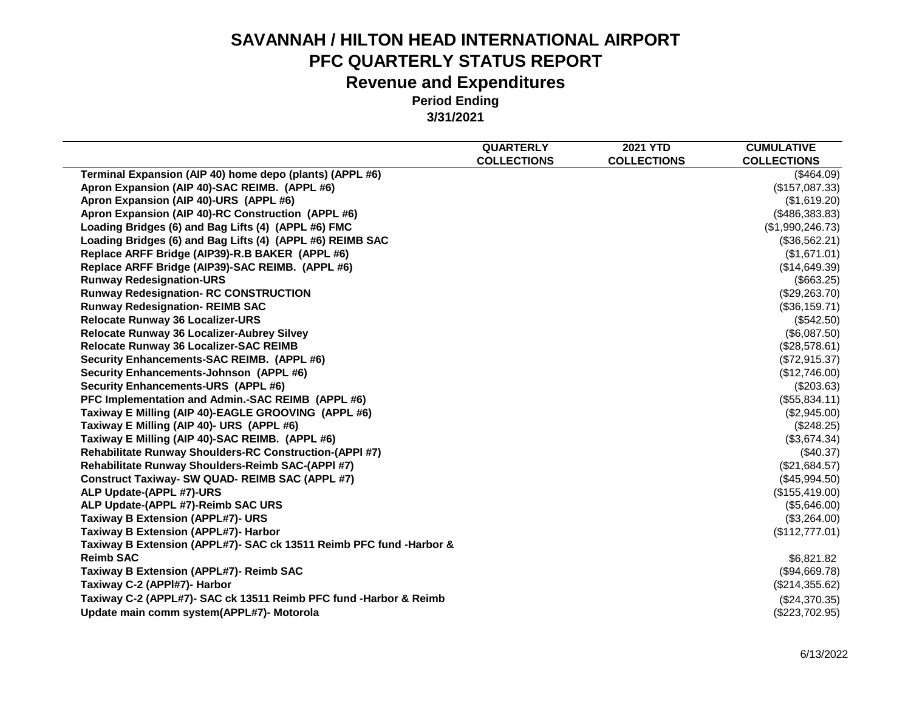# SAVANNAH / HILTON HEAD INTERNATIONAL AIRPORT
## PFC QUARTERLY STATUS REPORT
## Revenue and Expenditures
### Period Ending
### 3/31/2021

| | QUARTERLY COLLECTIONS | 2021 YTD COLLECTIONS | CUMULATIVE COLLECTIONS |
|---|---|---|---|
| **Terminal Expansion (AIP 40) home depo (plants) (APPL #6)** | | | ($464.09) |
| **Apron Expansion (AIP 40)-SAC REIMB. (APPL #6)** | | | ($157,087.33) |
| **Apron Expansion (AIP 40)-URS (APPL #6)** | | | ($1,619.20) |
| **Apron Expansion (AIP 40)-RC Construction (APPL #6)** | | | ($486,383.83) |
| **Loading Bridges (6) and Bag Lifts (4) (APPL #6) FMC** | | | ($1,990,246.73) |
| **Loading Bridges (6) and Bag Lifts (4) (APPL #6) REIMB SAC** | | | ($36,562.21) |
| **Replace ARFF Bridge (AIP39)-R.B BAKER (APPL #6)** | | | ($1,671.01) |
| **Replace ARFF Bridge (AIP39)-SAC REIMB. (APPL #6)** | | | ($14,649.39) |
| **Runway Redesignation-URS** | | | ($663.25) |
| **Runway Redesignation- RC CONSTRUCTION** | | | ($29,263.70) |
| **Runway Redesignation- REIMB SAC** | | | ($36,159.71) |
| **Relocate Runway 36 Localizer-URS** | | | ($542.50) |
| **Relocate Runway 36 Localizer-Aubrey Silvey** | | | ($6,087.50) |
| **Relocate Runway 36 Localizer-SAC REIMB** | | | ($28,578.61) |
| **Security Enhancements-SAC REIMB. (APPL #6)** | | | ($72,915.37) |
| **Security Enhancements-Johnson (APPL #6)** | | | ($12,746.00) |
| **Security Enhancements-URS (APPL #6)** | | | ($203.63) |
| **PFC Implementation and Admin.-SAC REIMB (APPL #6)** | | | ($55,834.11) |
| **Taxiway E Milling (AIP 40)-EAGLE GROOVING (APPL #6)** | | | ($2,945.00) |
| **Taxiway E Milling (AIP 40)- URS (APPL #6)** | | | ($248.25) |
| **Taxiway E Milling (AIP 40)-SAC REIMB. (APPL #6)** | | | ($3,674.34) |
| **Rehabilitate Runway Shoulders-RC Construction-(APPl #7)** | | | ($40.37) |
| **Rehabilitate Runway Shoulders-Reimb SAC-(APPl #7)** | | | ($21,684.57) |
| **Construct Taxiway- SW QUAD- REIMB SAC (APPL #7)** | | | ($45,994.50) |
| **ALP Update-(APPL #7)-URS** | | | ($155,419.00) |
| **ALP Update-(APPL #7)-Reimb SAC URS** | | | ($5,646.00) |
| **Taxiway B Extension (APPL#7)- URS** | | | ($3,264.00) |
| **Taxiway B Extension (APPL#7)- Harbor** | | | ($112,777.01) |
| **Taxiway B Extension (APPL#7)- SAC ck 13511 Reimb PFC fund -Harbor & Reimb SAC** | | | $6,821.82 |
| **Taxiway B Extension (APPL#7)- Reimb SAC** | | | ($94,669.78) |
| **Taxiway C-2 (APPl#7)- Harbor** | | | ($214,355.62) |
| **Taxiway C-2 (APPL#7)- SAC ck 13511 Reimb PFC fund -Harbor & Reimb** | | | ($24,370.35) |
| **Update main comm system(APPL#7)- Motorola** | | | ($223,702.95) |

6/13/2022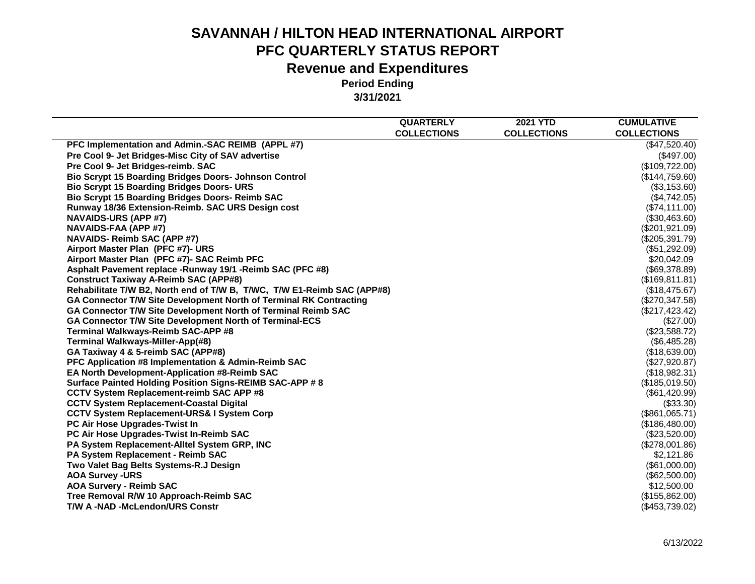# SAVANNAH / HILTON HEAD INTERNATIONAL AIRPORT

## PFC QUARTERLY STATUS REPORT

## Revenue and Expenditures

### Period Ending

### 3/31/2021

| | QUARTERLY COLLECTIONS | 2021 YTD COLLECTIONS | CUMULATIVE COLLECTIONS |
|---|---|---|---|
| PFC Implementation and Admin.-SAC REIMB (APPL #7) | | | ($47,520.40) |
| Pre Cool 9- Jet Bridges-Misc City of SAV advertise | | | ($497.00) |
| Pre Cool 9- Jet Bridges-reimb. SAC | | | ($109,722.00) |
| Bio Scrypt 15 Boarding Bridges Doors- Johnson Control | | | ($144,759.60) |
| Bio Scrypt 15 Boarding Bridges Doors- URS | | | ($3,153.60) |
| Bio Scrypt 15 Boarding Bridges Doors- Reimb SAC | | | ($4,742.05) |
| Runway 18/36 Extension-Reimb. SAC URS Design cost | | | ($74,111.00) |
| NAVAIDS-URS (APP #7) | | | ($30,463.60) |
| NAVAIDS-FAA (APP #7) | | | ($201,921.09) |
| NAVAIDS- Reimb SAC (APP #7) | | | ($205,391.79) |
| Airport Master Plan (PFC #7)- URS | | | ($51,292.09) |
| Airport Master Plan (PFC #7)- SAC Reimb PFC | | | $20,042.09 |
| Asphalt Pavement replace -Runway 19/1 -Reimb SAC (PFC #8) | | | ($69,378.89) |
| Construct Taxiway A-Reimb SAC (APP#8) | | | ($169,811.81) |
| Rehabilitate T/W B2, North end of T/W B, T/WC, T/W E1-Reimb SAC (APP#8) | | | ($18,475.67) |
| GA Connector T/W Site Development North of Terminal RK Contracting | | | ($270,347.58) |
| GA Connector T/W Site Development North of Terminal Reimb SAC | | | ($217,423.42) |
| GA Connector T/W Site Development North of Terminal-ECS | | | ($27.00) |
| Terminal Walkways-Reimb SAC-APP #8 | | | ($23,588.72) |
| Terminal Walkways-Miller-App(#8) | | | ($6,485.28) |
| GA Taxiway 4 & 5-reimb SAC (APP#8) | | | ($18,639.00) |
| PFC Application #8 Implementation & Admin-Reimb SAC | | | ($27,920.87) |
| EA North Development-Application #8-Reimb SAC | | | ($18,982.31) |
| Surface Painted Holding Position Signs-REIMB SAC-APP # 8 | | | ($185,019.50) |
| CCTV System Replacement-reimb SAC APP #8 | | | ($61,420.99) |
| CCTV System Replacement-Coastal Digital | | | ($33.30) |
| CCTV System Replacement-URS& I System Corp | | | ($861,065.71) |
| PC Air Hose Upgrades-Twist In | | | ($186,480.00) |
| PC Air Hose Upgrades-Twist In-Reimb SAC | | | ($23,520.00) |
| PA System Replacement-Alltel System GRP, INC | | | ($278,001.86) |
| PA System Replacement - Reimb SAC | | | $2,121.86 |
| Two Valet Bag Belts Systems-R.J Design | | | ($61,000.00) |
| AOA Survey -URS | | | ($62,500.00) |
| AOA Survery - Reimb SAC | | | $12,500.00 |
| Tree Removal R/W 10 Approach-Reimb SAC | | | ($155,862.00) |
| T/W A -NAD -McLendon/URS Constr | | | ($453,739.02) |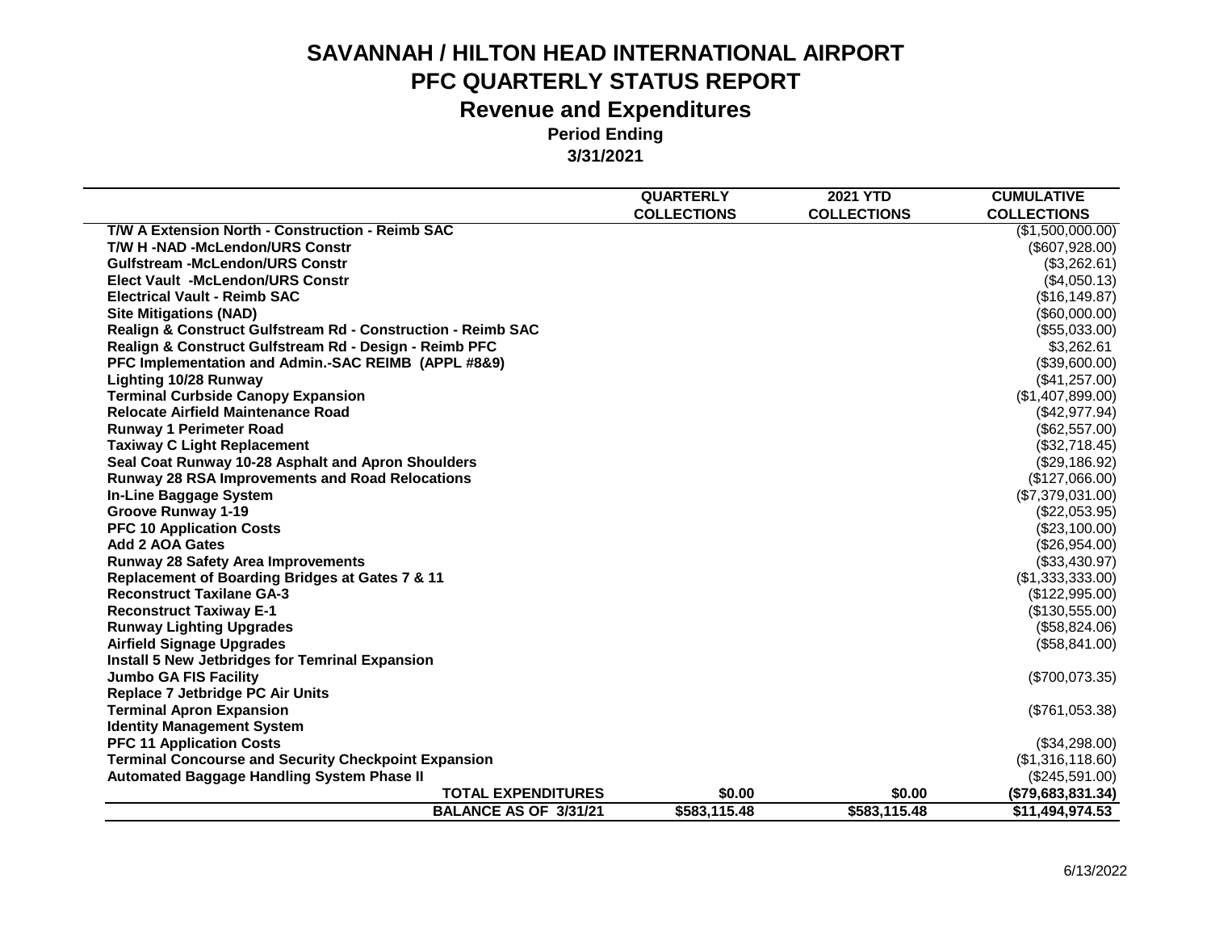# SAVANNAH / HILTON HEAD INTERNATIONAL AIRPORT

## PFC QUARTERLY STATUS REPORT

## Revenue and Expenditures

### Period Ending
### 3/31/2021

| | QUARTERLY COLLECTIONS | 2021 YTD COLLECTIONS | CUMULATIVE COLLECTIONS |
|---|---|---|---|
| **T/W A Extension North - Construction - Reimb SAC** | | | ($1,500,000.00) |
| **T/W H -NAD -McLendon/URS Constr** | | | ($607,928.00) |
| **Gulfstream -McLendon/URS Constr** | | | ($3,262.61) |
| **Elect Vault -McLendon/URS Constr** | | | ($4,050.13) |
| **Electrical Vault - Reimb SAC** | | | ($16,149.87) |
| **Site Mitigations (NAD)** | | | ($60,000.00) |
| **Realign & Construct Gulfstream Rd - Construction - Reimb SAC** | | | ($55,033.00) |
| **Realign & Construct Gulfstream Rd - Design - Reimb PFC** | | | $3,262.61 |
| **PFC Implementation and Admin.-SAC REIMB (APPL #8&9)** | | | ($39,600.00) |
| **Lighting 10/28 Runway** | | | ($41,257.00) |
| **Terminal Curbside Canopy Expansion** | | | ($1,407,899.00) |
| **Relocate Airfield Maintenance Road** | | | ($42,977.94) |
| **Runway 1 Perimeter Road** | | | ($62,557.00) |
| **Taxiway C Light Replacement** | | | ($32,718.45) |
| **Seal Coat Runway 10-28 Asphalt and Apron Shoulders** | | | ($29,186.92) |
| **Runway 28 RSA Improvements and Road Relocations** | | | ($127,066.00) |
| **In-Line Baggage System** | | | ($7,379,031.00) |
| **Groove Runway 1-19** | | | ($22,053.95) |
| **PFC 10 Application Costs** | | | ($23,100.00) |
| **Add 2 AOA Gates** | | | ($26,954.00) |
| **Runway 28 Safety Area Improvements** | | | ($33,430.97) |
| **Replacement of Boarding Bridges at Gates 7 & 11** | | | ($1,333,333.00) |
| **Reconstruct Taxilane GA-3** | | | ($122,995.00) |
| **Reconstruct Taxiway E-1** | | | ($130,555.00) |
| **Runway Lighting Upgrades** | | | ($58,824.06) |
| **Airfield Signage Upgrades** | | | ($58,841.00) |
| **Install 5 New Jetbridges for Temrinal Expansion** | | | |
| **Jumbo GA FIS Facility** | | | ($700,073.35) |
| **Replace 7 Jetbridge PC Air Units** | | | |
| **Terminal Apron Expansion** | | | ($761,053.38) |
| **Identity Management System** | | | |
| **PFC 11 Application Costs** | | | ($34,298.00) |
| **Terminal Concourse and Security Checkpoint Expansion** | | | ($1,316,118.60) |
| **Automated Baggage Handling System Phase II** | | | ($245,591.00) |
| **TOTAL EXPENDITURES** | **$0.00** | **$0.00** | **($79,683,831.34)** |
| **BALANCE AS OF 3/31/21** | **$583,115.48** | **$583,115.48** | **$11,494,974.53** |

6/13/2022